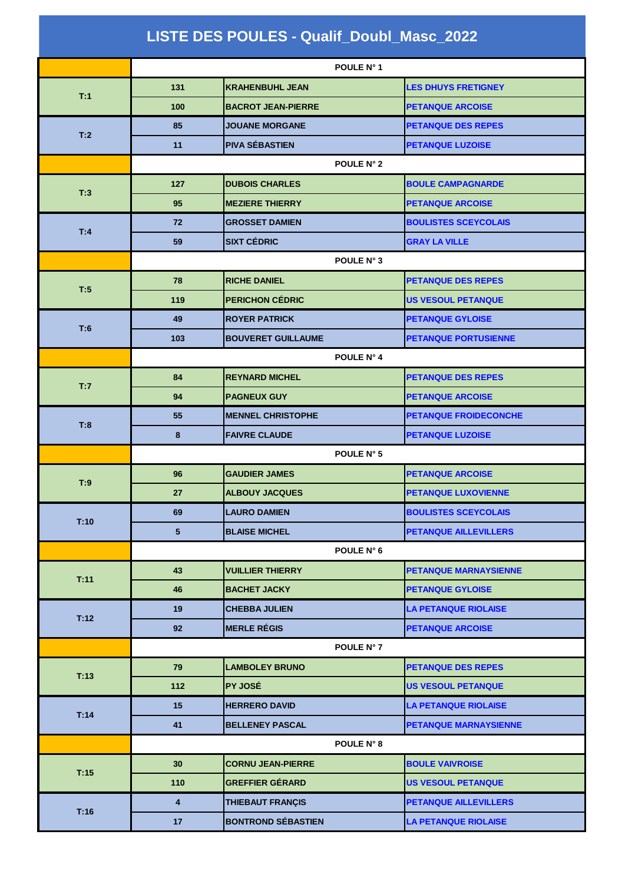# LISTE DES POULES - Qualif_Doubl_Masc_2022

| | | | |
|---|---|---|---|
| | POULE N° 1 | | |
| T:1 | 131 | KRAHENBUHL JEAN | LES DHUYS FRETIGNEY |
| | 100 | BACROT JEAN-PIERRE | PETANQUE ARCOISE |
| T:2 | 85 | JOUANE MORGANE | PETANQUE DES REPES |
| | 11 | PIVA SÉBASTIEN | PETANQUE LUZOISE |
| | POULE N° 2 | | |
| T:3 | 127 | DUBOIS CHARLES | BOULE CAMPAGNARDE |
| | 95 | MEZIERE THIERRY | PETANQUE ARCOISE |
| T:4 | 72 | GROSSET DAMIEN | BOULISTES SCEYCOLAIS |
| | 59 | SIXT CÉDRIC | GRAY LA VILLE |
| | POULE N° 3 | | |
| T:5 | 78 | RICHE DANIEL | PETANQUE DES REPES |
| | 119 | PERICHON CÉDRIC | US VESOUL PETANQUE |
| T:6 | 49 | ROYER PATRICK | PETANQUE GYLOISE |
| | 103 | BOUVERET GUILLAUME | PETANQUE PORTUSIENNE |
| | POULE N° 4 | | |
| T:7 | 84 | REYNARD MICHEL | PETANQUE DES REPES |
| | 94 | PAGNEUX GUY | PETANQUE ARCOISE |
| T:8 | 55 | MENNEL CHRISTOPHE | PETANQUE FROIDECONCHE |
| | 8 | FAIVRE CLAUDE | PETANQUE LUZOISE |
| | POULE N° 5 | | |
| T:9 | 96 | GAUDIER JAMES | PETANQUE ARCOISE |
| | 27 | ALBOUY JACQUES | PETANQUE LUXOVIENNE |
| T:10 | 69 | LAURO DAMIEN | BOULISTES SCEYCOLAIS |
| | 5 | BLAISE MICHEL | PETANQUE AILLEVILLERS |
| | POULE N° 6 | | |
| T:11 | 43 | VUILLIER THIERRY | PETANQUE MARNAYSIENNE |
| | 46 | BACHET JACKY | PETANQUE GYLOISE |
| T:12 | 19 | CHEBBA JULIEN | LA PETANQUE RIOLAISE |
| | 92 | MERLE RÉGIS | PETANQUE ARCOISE |
| | POULE N° 7 | | |
| T:13 | 79 | LAMBOLEY BRUNO | PETANQUE DES REPES |
| | 112 | PY JOSÉ | US VESOUL PETANQUE |
| T:14 | 15 | HERRERO DAVID | LA PETANQUE RIOLAISE |
| | 41 | BELLENEY PASCAL | PETANQUE MARNAYSIENNE |
| | POULE N° 8 | | |
| T:15 | 30 | CORNU JEAN-PIERRE | BOULE VAIVROISE |
| | 110 | GREFFIER GÉRARD | US VESOUL PETANQUE |
| T:16 | 4 | THIEBAUT FRANÇIS | PETANQUE AILLEVILLERS |
| | 17 | BONTROND SÉBASTIEN | LA PETANQUE RIOLAISE |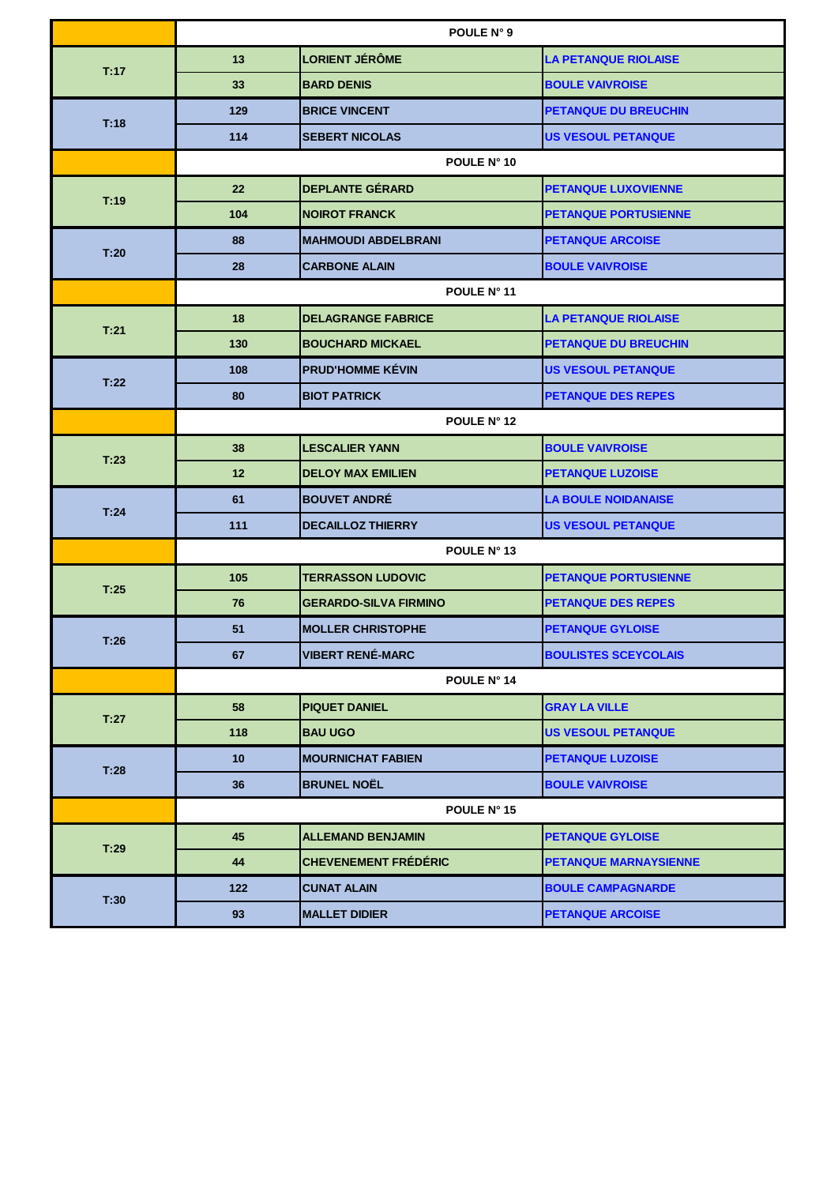| | POULE N° 9 | | |
|---|---|---|---|
| T:17 | 13 | LORIENT JÉRÔME | LA PETANQUE RIOLAISE |
| | 33 | BARD DENIS | BOULE VAIVROISE |
| T:18 | 129 | BRICE VINCENT | PETANQUE DU BREUCHIN |
| | 114 | SEBERT NICOLAS | US VESOUL PETANQUE |
| | POULE N° 10 | | |
| T:19 | 22 | DEPLANTE GÉRARD | PETANQUE LUXOVIENNE |
| | 104 | NOIROT FRANCK | PETANQUE PORTUSIENNE |
| T:20 | 88 | MAHMOUDI ABDELBRANI | PETANQUE ARCOISE |
| | 28 | CARBONE ALAIN | BOULE VAIVROISE |
| | POULE N° 11 | | |
| T:21 | 18 | DELAGRANGE FABRICE | LA PETANQUE RIOLAISE |
| | 130 | BOUCHARD MICKAEL | PETANQUE DU BREUCHIN |
| T:22 | 108 | PRUD'HOMME KÉVIN | US VESOUL PETANQUE |
| | 80 | BIOT PATRICK | PETANQUE DES REPES |
| | POULE N° 12 | | |
| T:23 | 38 | LESCALIER YANN | BOULE VAIVROISE |
| | 12 | DELOY MAX EMILIEN | PETANQUE LUZOISE |
| T:24 | 61 | BOUVET ANDRÉ | LA BOULE NOIDANAISE |
| | 111 | DECAILLOZ THIERRY | US VESOUL PETANQUE |
| | POULE N° 13 | | |
| T:25 | 105 | TERRASSON LUDOVIC | PETANQUE PORTUSIENNE |
| | 76 | GERARDO-SILVA FIRMINO | PETANQUE DES REPES |
| T:26 | 51 | MOLLER CHRISTOPHE | PETANQUE GYLOISE |
| | 67 | VIBERT RENÉ-MARC | BOULISTES SCEYCOLAIS |
| | POULE N° 14 | | |
| T:27 | 58 | PIQUET DANIEL | GRAY LA VILLE |
| | 118 | BAU UGO | US VESOUL PETANQUE |
| T:28 | 10 | MOURNICHAT FABIEN | PETANQUE LUZOISE |
| | 36 | BRUNEL NOËL | BOULE VAIVROISE |
| | POULE N° 15 | | |
| T:29 | 45 | ALLEMAND BENJAMIN | PETANQUE GYLOISE |
| | 44 | CHEVENEMENT FRÉDÉRIC | PETANQUE MARNAYSIENNE |
| T:30 | 122 | CUNAT ALAIN | BOULE CAMPAGNARDE |
| | 93 | MALLET DIDIER | PETANQUE ARCOISE |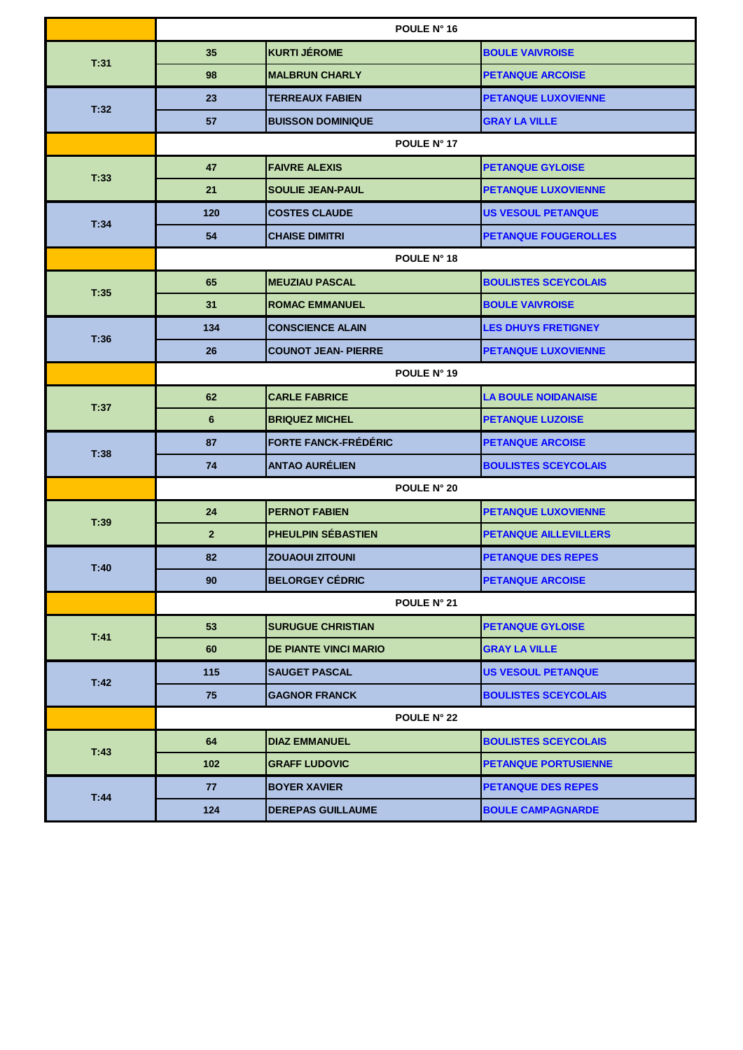| | | POULE N° 16 | |
|---|---|---|---|
| T:31 | 35 | KURTI JÉROME | BOULE VAIVROISE |
| | 98 | MALBRUN CHARLY | PETANQUE ARCOISE |
| T:32 | 23 | TERREAUX FABIEN | PETANQUE LUXOVIENNE |
| | 57 | BUISSON DOMINIQUE | GRAY LA VILLE |
| | | POULE N° 17 | |
| T:33 | 47 | FAIVRE ALEXIS | PETANQUE GYLOISE |
| | 21 | SOULIE JEAN-PAUL | PETANQUE LUXOVIENNE |
| T:34 | 120 | COSTES CLAUDE | US VESOUL PETANQUE |
| | 54 | CHAISE DIMITRI | PETANQUE FOUGEROLLES |
| | | POULE N° 18 | |
| T:35 | 65 | MEUZIAU PASCAL | BOULISTES SCEYCOLAIS |
| | 31 | ROMAC EMMANUEL | BOULE VAIVROISE |
| T:36 | 134 | CONSCIENCE ALAIN | LES DHUYS FRETIGNEY |
| | 26 | COUNOT JEAN- PIERRE | PETANQUE LUXOVIENNE |
| | | POULE N° 19 | |
| T:37 | 62 | CARLE FABRICE | LA BOULE NOIDANAISE |
| | 6 | BRIQUEZ MICHEL | PETANQUE LUZOISE |
| T:38 | 87 | FORTE FANCK-FRÉDÉRIC | PETANQUE ARCOISE |
| | 74 | ANTAO AURÉLIEN | BOULISTES SCEYCOLAIS |
| | | POULE N° 20 | |
| T:39 | 24 | PERNOT FABIEN | PETANQUE LUXOVIENNE |
| | 2 | PHEULPIN SÉBASTIEN | PETANQUE AILLEVILLERS |
| T:40 | 82 | ZOUAOUI ZITOUNI | PETANQUE DES REPES |
| | 90 | BELORGEY CÉDRIC | PETANQUE ARCOISE |
| | | POULE N° 21 | |
| T:41 | 53 | SURUGUE CHRISTIAN | PETANQUE GYLOISE |
| | 60 | DE PIANTE VINCI MARIO | GRAY LA VILLE |
| T:42 | 115 | SAUGET PASCAL | US VESOUL PETANQUE |
| | 75 | GAGNOR FRANCK | BOULISTES SCEYCOLAIS |
| | | POULE N° 22 | |
| T:43 | 64 | DIAZ EMMANUEL | BOULISTES SCEYCOLAIS |
| | 102 | GRAFF LUDOVIC | PETANQUE PORTUSIENNE |
| T:44 | 77 | BOYER XAVIER | PETANQUE DES REPES |
| | 124 | DEREPAS GUILLAUME | BOULE CAMPAGNARDE |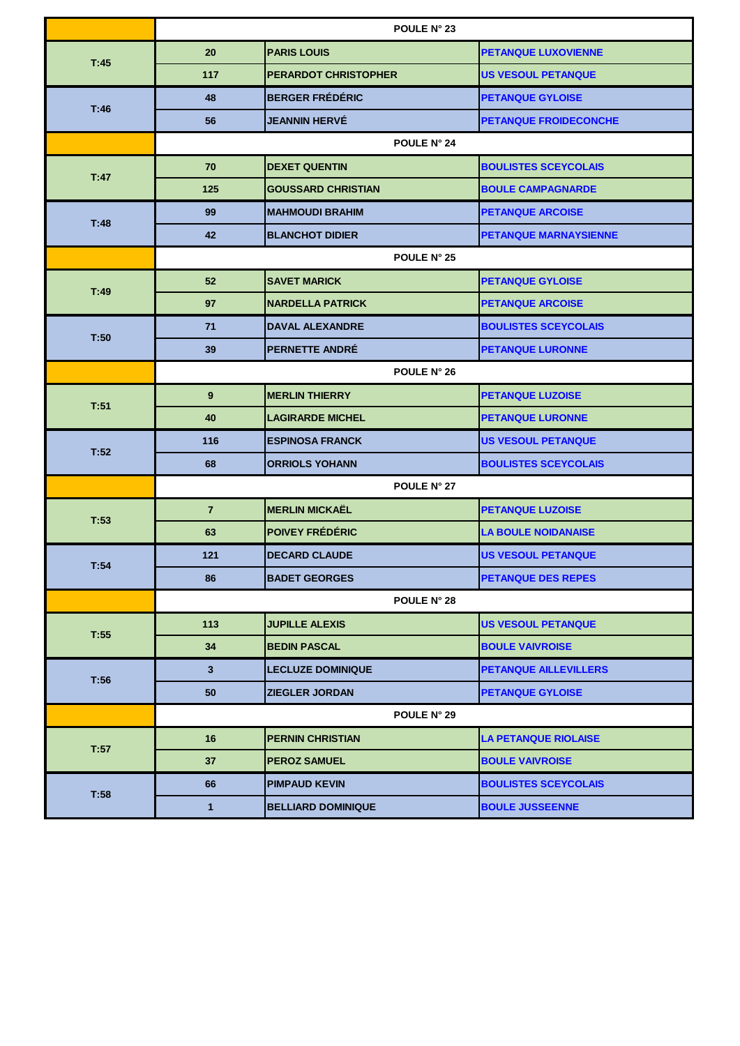| | | POULE N° 23 | |
|---|---|---|---|
| T:45 | 20 | PARIS LOUIS | PETANQUE LUXOVIENNE |
| | 117 | PERARDOT CHRISTOPHER | US VESOUL PETANQUE |
| T:46 | 48 | BERGER FRÉDÉRIC | PETANQUE GYLOISE |
| | 56 | JEANNIN HERVÉ | PETANQUE FROIDECONCHE |
| | | POULE N° 24 | |
| T:47 | 70 | DEXET QUENTIN | BOULISTES SCEYCOLAIS |
| | 125 | GOUSSARD CHRISTIAN | BOULE CAMPAGNARDE |
| T:48 | 99 | MAHMOUDI BRAHIM | PETANQUE ARCOISE |
| | 42 | BLANCHOT DIDIER | PETANQUE MARNAYSIENNE |
| | | POULE N° 25 | |
| T:49 | 52 | SAVET MARICK | PETANQUE GYLOISE |
| | 97 | NARDELLA PATRICK | PETANQUE ARCOISE |
| T:50 | 71 | DAVAL ALEXANDRE | BOULISTES SCEYCOLAIS |
| | 39 | PERNETTE ANDRÉ | PETANQUE LURONNE |
| | | POULE N° 26 | |
| T:51 | 9 | MERLIN THIERRY | PETANQUE LUZOISE |
| | 40 | LAGIRARDE MICHEL | PETANQUE LURONNE |
| T:52 | 116 | ESPINOSA FRANCK | US VESOUL PETANQUE |
| | 68 | ORRIOLS YOHANN | BOULISTES SCEYCOLAIS |
| | | POULE N° 27 | |
| T:53 | 7 | MERLIN MICKAËL | PETANQUE LUZOISE |
| | 63 | POIVEY FRÉDÉRIC | LA BOULE NOIDANAISE |
| T:54 | 121 | DECARD CLAUDE | US VESOUL PETANQUE |
| | 86 | BADET GEORGES | PETANQUE DES REPES |
| | | POULE N° 28 | |
| T:55 | 113 | JUPILLE ALEXIS | US VESOUL PETANQUE |
| | 34 | BEDIN PASCAL | BOULE VAIVROISE |
| T:56 | 3 | LECLUZE DOMINIQUE | PETANQUE AILLEVILLERS |
| | 50 | ZIEGLER JORDAN | PETANQUE GYLOISE |
| | | POULE N° 29 | |
| T:57 | 16 | PERNIN CHRISTIAN | LA PETANQUE RIOLAISE |
| | 37 | PEROZ SAMUEL | BOULE VAIVROISE |
| T:58 | 66 | PIMPAUD KEVIN | BOULISTES SCEYCOLAIS |
| | 1 | BELLIARD DOMINIQUE | BOULE JUSSEENNE |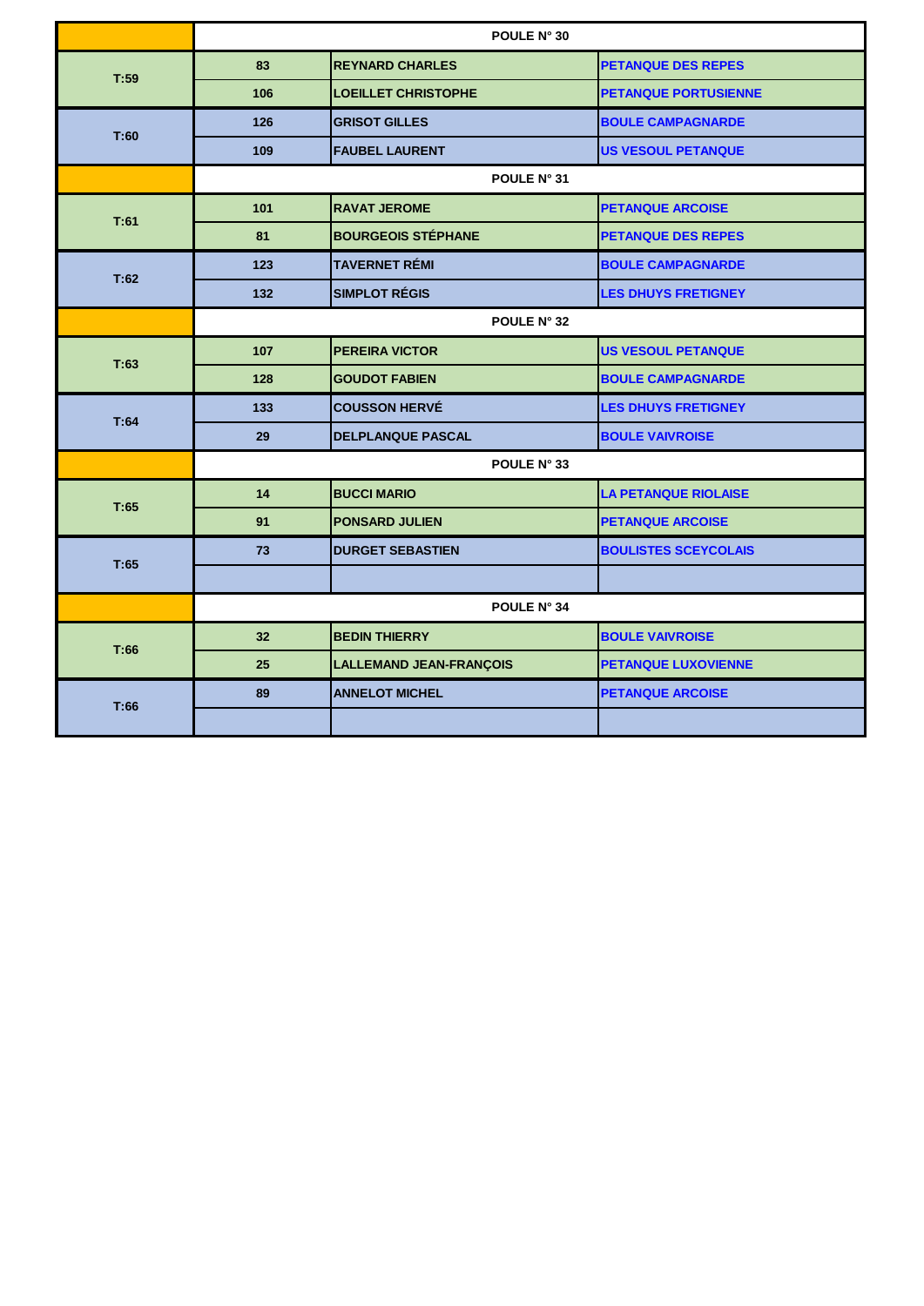| | | | |
|---|---|---|---|
| | POULE N° 30 | | |
| T:59 | 83 | REYNARD CHARLES | PETANQUE DES REPES |
| | 106 | LOEILLET CHRISTOPHE | PETANQUE PORTUSIENNE |
| T:60 | 126 | GRISOT GILLES | BOULE CAMPAGNARDE |
| | 109 | FAUBEL LAURENT | US VESOUL PETANQUE |
| | POULE N° 31 | | |
| T:61 | 101 | RAVAT JEROME | PETANQUE ARCOISE |
| | 81 | BOURGEOIS STÉPHANE | PETANQUE DES REPES |
| T:62 | 123 | TAVERNET RÉMI | BOULE CAMPAGNARDE |
| | 132 | SIMPLOT RÉGIS | LES DHUYS FRETIGNEY |
| | POULE N° 32 | | |
| T:63 | 107 | PEREIRA VICTOR | US VESOUL PETANQUE |
| | 128 | GOUDOT FABIEN | BOULE CAMPAGNARDE |
| T:64 | 133 | COUSSON HERVÉ | LES DHUYS FRETIGNEY |
| | 29 | DELPLANQUE PASCAL | BOULE VAIVROISE |
| | POULE N° 33 | | |
| T:65 | 14 | BUCCI MARIO | LA PETANQUE RIOLAISE |
| | 91 | PONSARD JULIEN | PETANQUE ARCOISE |
| T:65 | 73 | DURGET SEBASTIEN | BOULISTES SCEYCOLAIS |
| | | | |
| | POULE N° 34 | | |
| T:66 | 32 | BEDIN THIERRY | BOULE VAIVROISE |
| | 25 | LALLEMAND JEAN-FRANÇOIS | PETANQUE LUXOVIENNE |
| T:66 | 89 | ANNELOT MICHEL | PETANQUE ARCOISE |
| | | | |